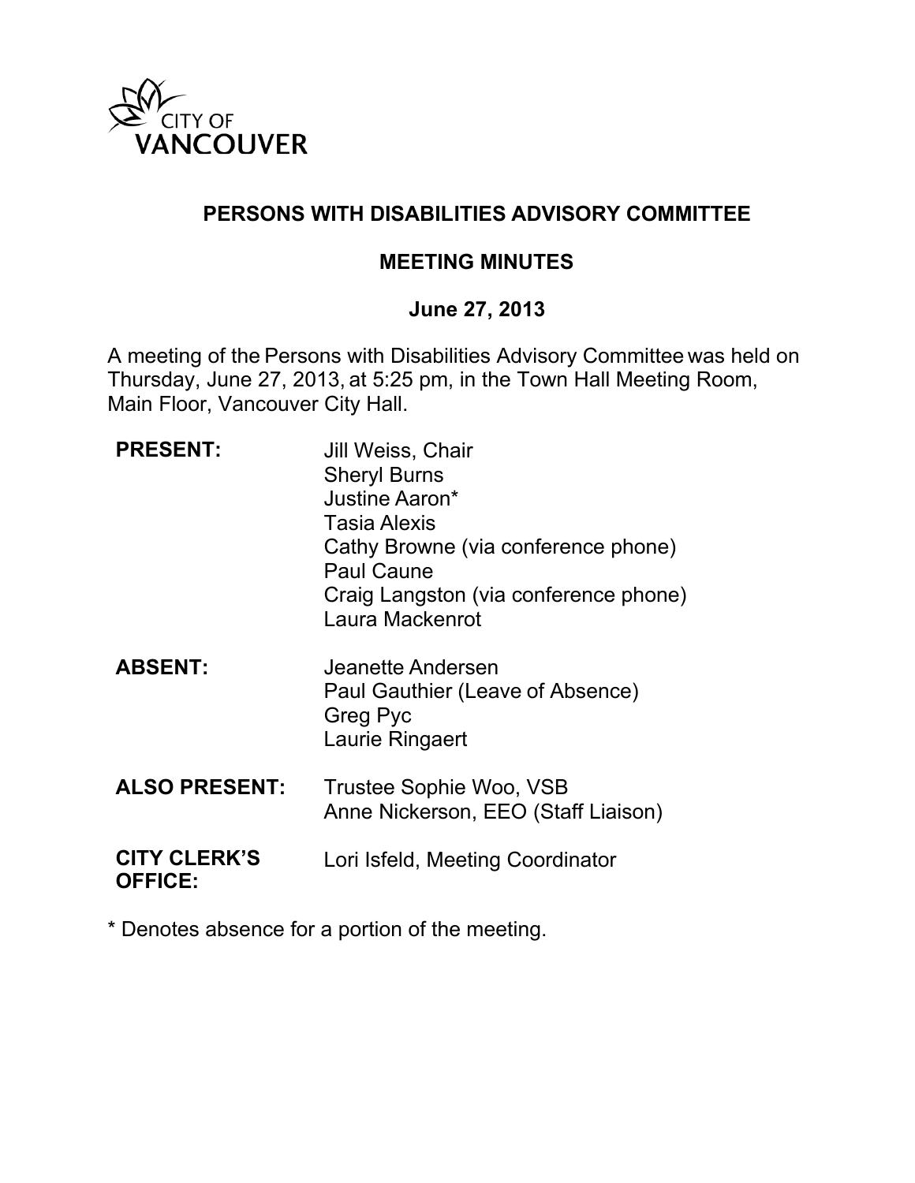CITY OF VANCOUVER

# PERSONS WITH DISABILITIES ADVISORY COMMITTEE

## MEETING MINUTES

### June 27, 2013

A meeting of the Persons with Disabilities Advisory Committee was held on Thursday, June 27, 2013, at 5:25 pm, in the Town Hall Meeting Room, Main Floor, Vancouver City Hall.

| | |
|---|---|
| **PRESENT:** | Jill Weiss, Chair<br>Sheryl Burns<br>Justine Aaron*<br>Tasia Alexis<br>Cathy Browne (via conference phone)<br>Paul Caune<br>Craig Langston (via conference phone)<br>Laura Mackenrot |
| **ABSENT:** | Jeanette Andersen<br>Paul Gauthier (Leave of Absence)<br>Greg Pyc<br>Laurie Ringaert |
| **ALSO PRESENT:** | Trustee Sophie Woo, VSB<br>Anne Nickerson, EEO (Staff Liaison) |
| **CITY CLERK'S OFFICE:** | Lori Isfeld, Meeting Coordinator |

* Denotes absence for a portion of the meeting.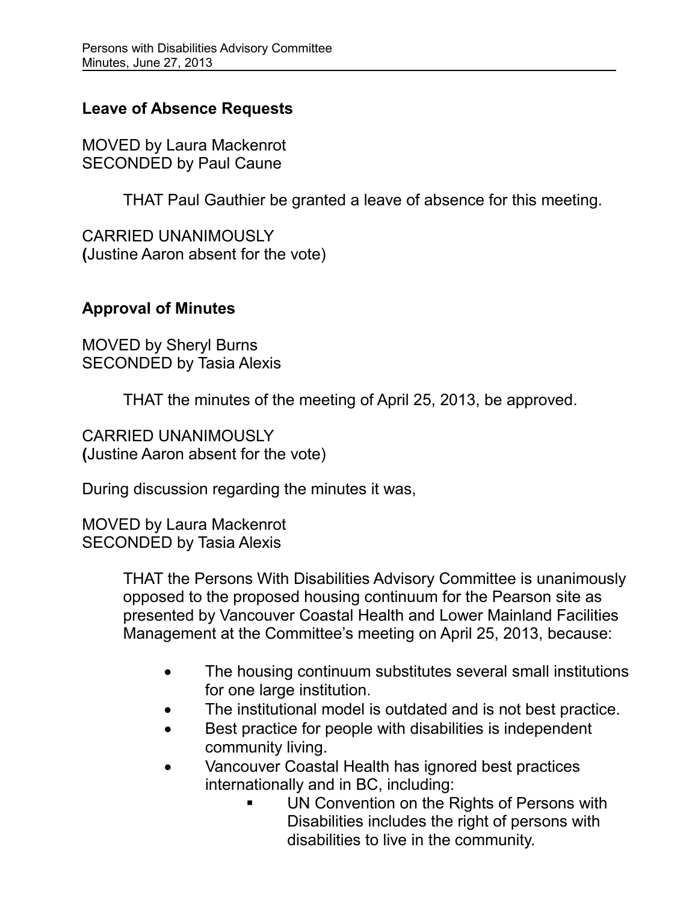## Leave of Absence Requests

MOVED by Laura Mackenrot
SECONDED by Paul Caune

> THAT Paul Gauthier be granted a leave of absence for this meeting.

CARRIED UNANIMOUSLY
(Justine Aaron absent for the vote)

## Approval of Minutes

MOVED by Sheryl Burns
SECONDED by Tasia Alexis

> THAT the minutes of the meeting of April 25, 2013, be approved.

CARRIED UNANIMOUSLY
(Justine Aaron absent for the vote)

During discussion regarding the minutes it was,

MOVED by Laura Mackenrot
SECONDED by Tasia Alexis

> THAT the Persons With Disabilities Advisory Committee is unanimously opposed to the proposed housing continuum for the Pearson site as presented by Vancouver Coastal Health and Lower Mainland Facilities Management at the Committee's meeting on April 25, 2013, because:
>
> - The housing continuum substitutes several small institutions for one large institution.
> - The institutional model is outdated and is not best practice.
> - Best practice for people with disabilities is independent community living.
> - Vancouver Coastal Health has ignored best practices internationally and in BC, including:
>     - UN Convention on the Rights of Persons with Disabilities includes the right of persons with disabilities to live in the community.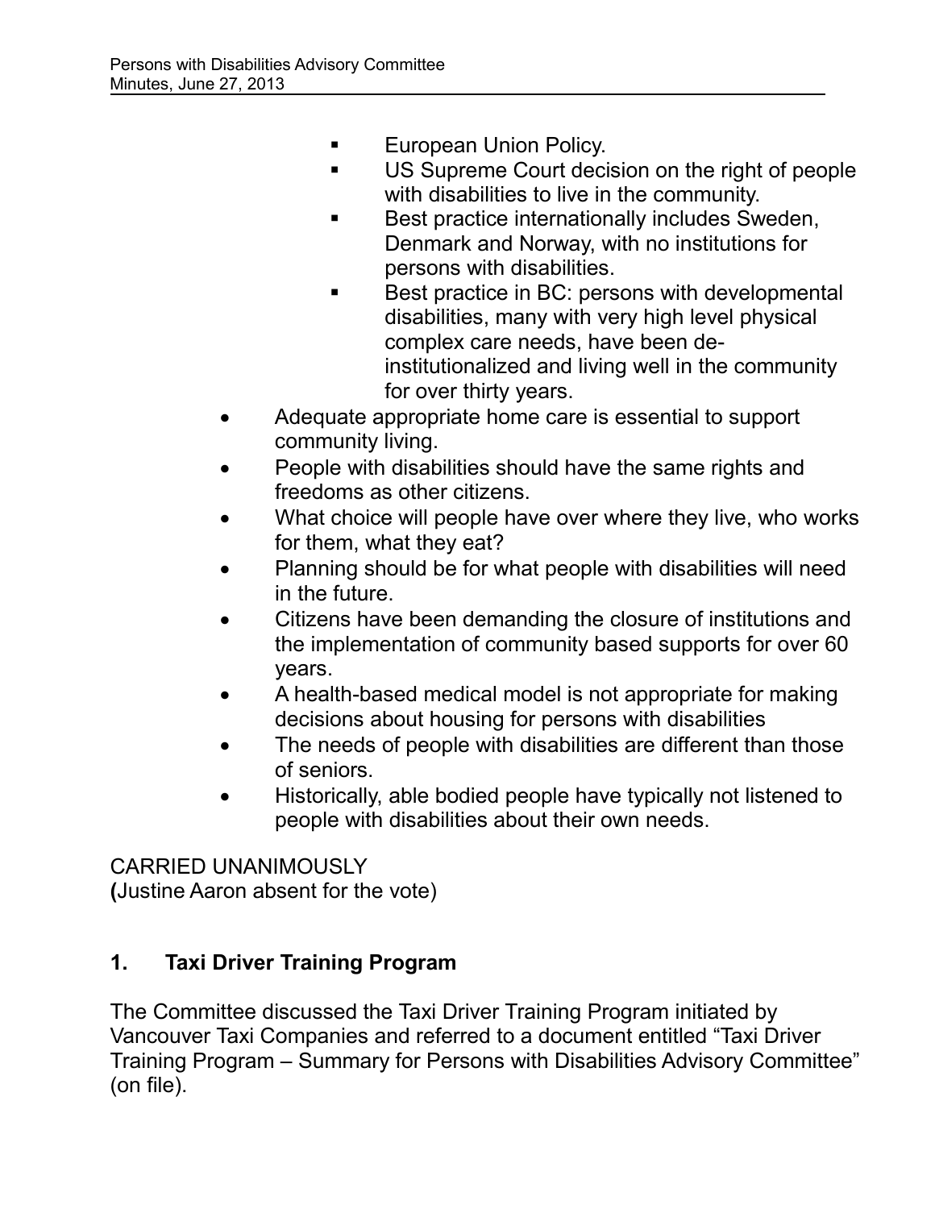- European Union Policy.
    - US Supreme Court decision on the right of people with disabilities to live in the community.
    - Best practice internationally includes Sweden, Denmark and Norway, with no institutions for persons with disabilities.
    - Best practice in BC: persons with developmental disabilities, many with very high level physical complex care needs, have been de-institutionalized and living well in the community for over thirty years.
- Adequate appropriate home care is essential to support community living.
- People with disabilities should have the same rights and freedoms as other citizens.
- What choice will people have over where they live, who works for them, what they eat?
- Planning should be for what people with disabilities will need in the future.
- Citizens have been demanding the closure of institutions and the implementation of community based supports for over 60 years.
- A health-based medical model is not appropriate for making decisions about housing for persons with disabilities
- The needs of people with disabilities are different than those of seniors.
- Historically, able bodied people have typically not listened to people with disabilities about their own needs.

CARRIED UNANIMOUSLY
(Justine Aaron absent for the vote)

## 1. Taxi Driver Training Program

The Committee discussed the Taxi Driver Training Program initiated by Vancouver Taxi Companies and referred to a document entitled "Taxi Driver Training Program – Summary for Persons with Disabilities Advisory Committee" (on file).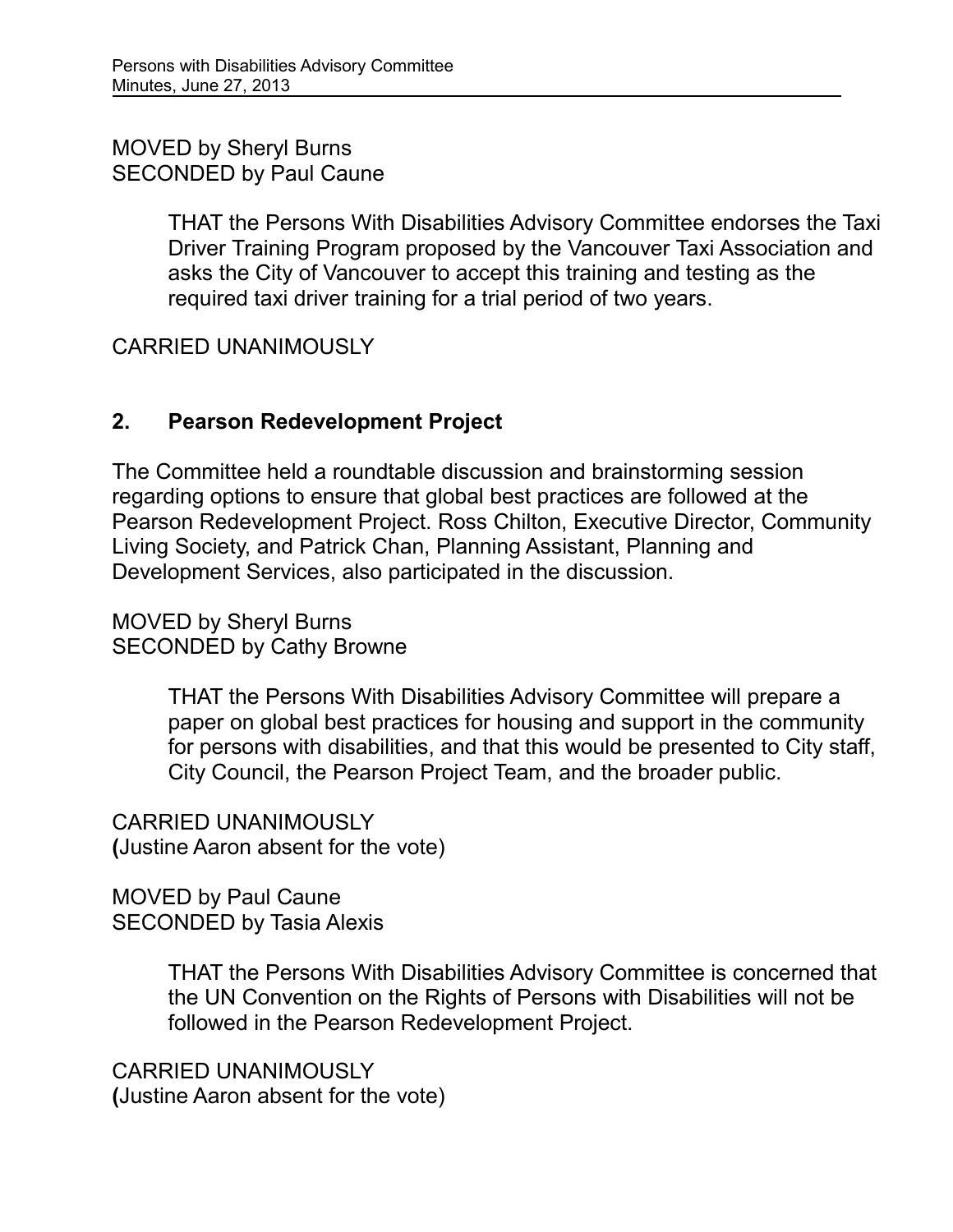MOVED by Sheryl Burns
SECONDED by Paul Caune

> THAT the Persons With Disabilities Advisory Committee endorses the Taxi Driver Training Program proposed by the Vancouver Taxi Association and asks the City of Vancouver to accept this training and testing as the required taxi driver training for a trial period of two years.

CARRIED UNANIMOUSLY

## 2. Pearson Redevelopment Project

The Committee held a roundtable discussion and brainstorming session regarding options to ensure that global best practices are followed at the Pearson Redevelopment Project. Ross Chilton, Executive Director, Community Living Society, and Patrick Chan, Planning Assistant, Planning and Development Services, also participated in the discussion.

MOVED by Sheryl Burns
SECONDED by Cathy Browne

> THAT the Persons With Disabilities Advisory Committee will prepare a paper on global best practices for housing and support in the community for persons with disabilities, and that this would be presented to City staff, City Council, the Pearson Project Team, and the broader public.

CARRIED UNANIMOUSLY
(Justine Aaron absent for the vote)

MOVED by Paul Caune
SECONDED by Tasia Alexis

> THAT the Persons With Disabilities Advisory Committee is concerned that the UN Convention on the Rights of Persons with Disabilities will not be followed in the Pearson Redevelopment Project.

CARRIED UNANIMOUSLY
(Justine Aaron absent for the vote)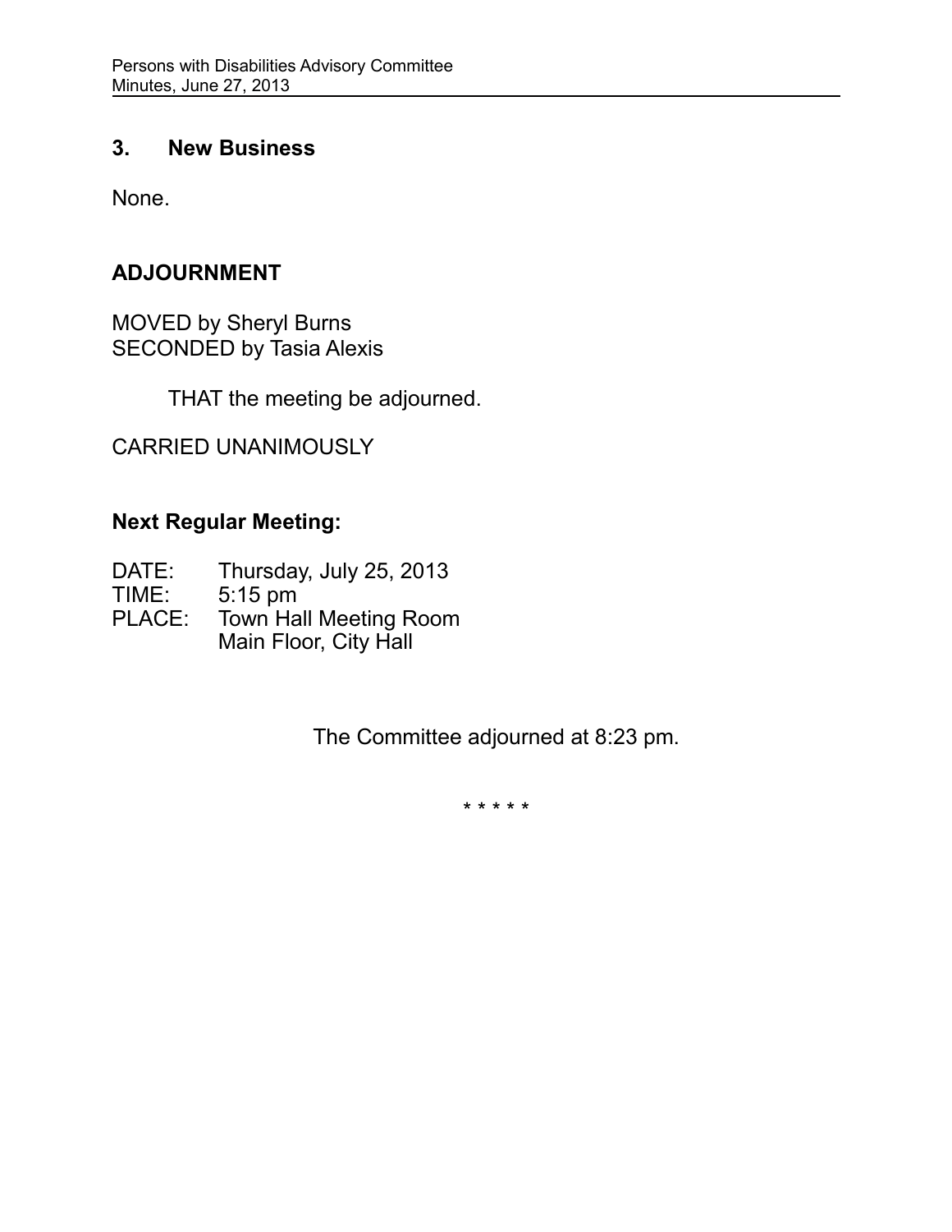## 3. New Business

None.

## ADJOURNMENT

MOVED by Sheryl Burns
SECONDED by Tasia Alexis

THAT the meeting be adjourned.

CARRIED UNANIMOUSLY

**Next Regular Meeting:**

DATE: Thursday, July 25, 2013
TIME: 5:15 pm
PLACE: Town Hall Meeting Room
Main Floor, City Hall

The Committee adjourned at 8:23 pm.

* * * * *